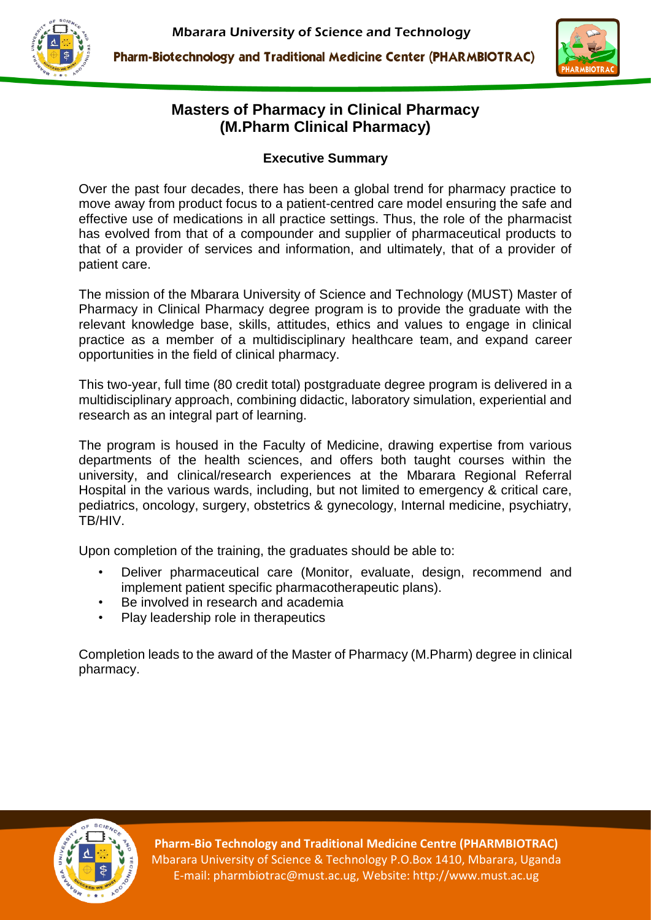# Masters of Pharmacy in Clinical Pharmacy (M.Pharm Clinical Pharmacy)

## Executive Summary

Over the past four decades, there has been a global trend for pharmacy practice to move away from product focus to a patient-centred care model ensuring the safe and effective use of medications in all practice settings. Thus, the role of the pharmacist has evolved from that of a compounder and supplier of pharmaceutical products to that of a provider of services and information, and ultimately, that of a provider of patient care.

The mission of the Mbarara University of Science and Technology (MUST) Master of Pharmacy in Clinical Pharmacy degree program is to provide the graduate with the relevant knowledge base, skills, attitudes, ethics and values to engage in clinical practice as a member of a multidisciplinary healthcare team, and expand career opportunities in the field of clinical pharmacy.

This two-year, full time (80 credit total) postgraduate degree program is delivered in a multidisciplinary approach, combining didactic, laboratory simulation, experiential and research as an integral part of learning.

The program is housed in the Faculty of Medicine, drawing expertise from various departments of the health sciences, and offers both taught courses within the university, and clinical/research experiences at the Mbarara Regional Referral Hospital in the various wards, including, but not limited to emergency & critical care, pediatrics, oncology, surgery, obstetrics & gynecology, Internal medicine, psychiatry, TB/HIV.

Upon completion of the training, the graduates should be able to:

- Deliver pharmaceutical care (Monitor, evaluate, design, recommend and implement patient specific pharmacotherapeutic plans).
- Be involved in research and academia
- Play leadership role in therapeutics

Completion leads to the award of the Master of Pharmacy (M.Pharm) degree in clinical pharmacy.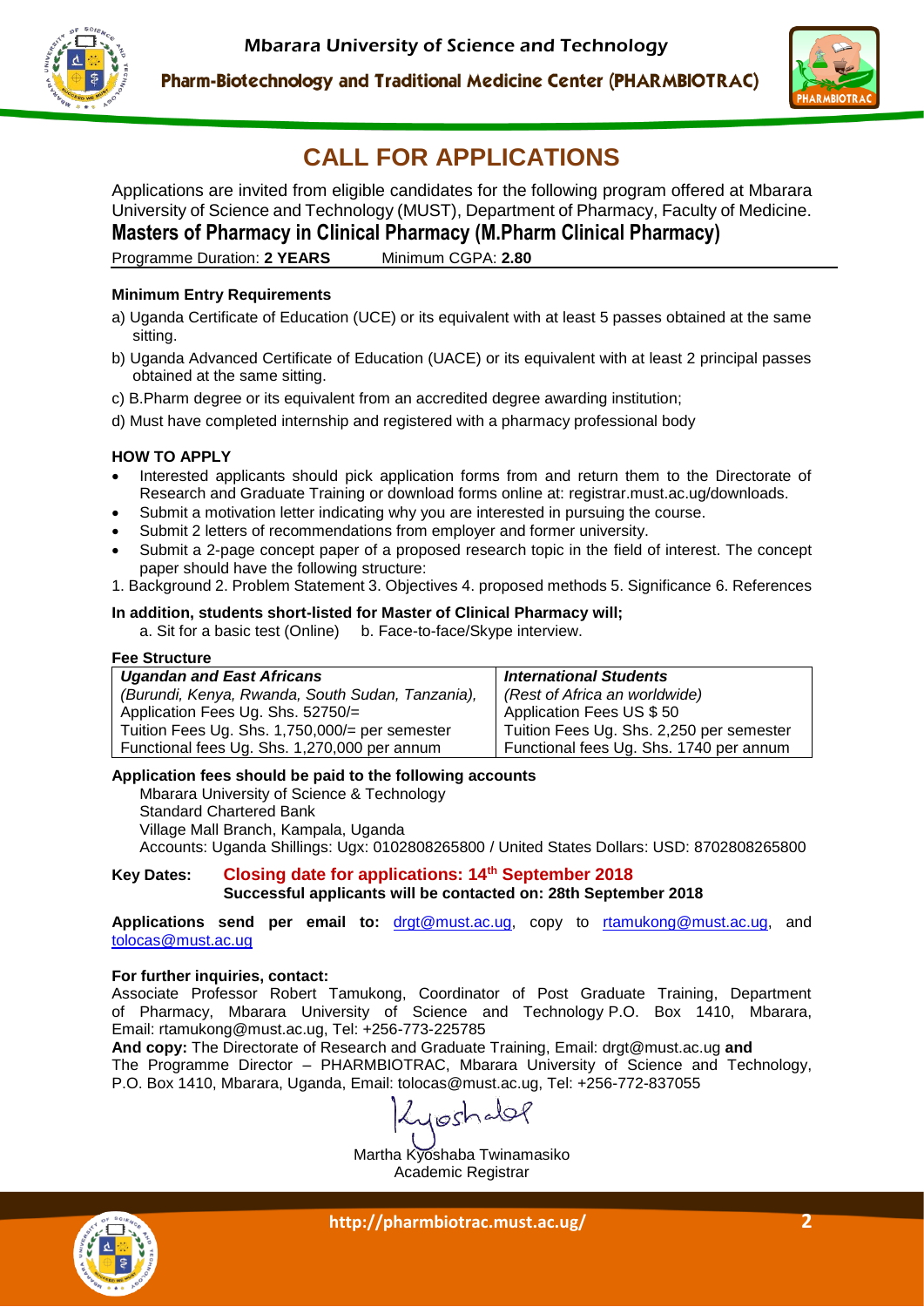# CALL FOR APPLICATIONS

Applications are invited from eligible candidates for the following program offered at Mbarara University of Science and Technology (MUST), Department of Pharmacy, Faculty of Medicine.

## Masters of Pharmacy in Clinical Pharmacy (M.Pharm Clinical Pharmacy)

Programme Duration: **2 YEARS** Minimum CGPA: **2.80**

**Minimum Entry Requirements**

a) Uganda Certificate of Education (UCE) or its equivalent with at least 5 passes obtained at the same sitting.

b) Uganda Advanced Certificate of Education (UACE) or its equivalent with at least 2 principal passes obtained at the same sitting.

c) B.Pharm degree or its equivalent from an accredited degree awarding institution;

d) Must have completed internship and registered with a pharmacy professional body

**HOW TO APPLY**

- Interested applicants should pick application forms from and return them to the Directorate of Research and Graduate Training or download forms online at: registrar.must.ac.ug/downloads.
- Submit a motivation letter indicating why you are interested in pursuing the course.
- Submit 2 letters of recommendations from employer and former university.
- Submit a 2-page concept paper of a proposed research topic in the field of interest. The concept paper should have the following structure:

1. Background 2. Problem Statement 3. Objectives 4. proposed methods 5. Significance 6. References

**In addition, students short-listed for Master of Clinical Pharmacy will;**

a. Sit for a basic test (Online) b. Face-to-face/Skype interview.

**Fee Structure**

| ***Ugandan and East Africans*** | ***International Students*** |
|---|---|
| *(Burundi, Kenya, Rwanda, South Sudan, Tanzania),* | *(Rest of Africa an worldwide)* |
| Application Fees Ug. Shs. 52750/= | Application Fees US $ 50 |
| Tuition Fees Ug. Shs. 1,750,000/= per semester | Tuition Fees Ug. Shs. 2,250 per semester |
| Functional fees Ug. Shs. 1,270,000 per annum | Functional fees Ug. Shs. 1740 per annum |

**Application fees should be paid to the following accounts**

Mbarara University of Science & Technology
Standard Chartered Bank
Village Mall Branch, Kampala, Uganda
Accounts: Uganda Shillings: Ugx: 0102808265800 / United States Dollars: USD: 8702808265800

**Key Dates:** **Closing date for applications: 14th September 2018**
**Successful applicants will be contacted on: 28th September 2018**

**Applications send per email to:** drgt@must.ac.ug, copy to rtamukong@must.ac.ug, and tolocas@must.ac.ug

**For further inquiries, contact:**

Associate Professor Robert Tamukong, Coordinator of Post Graduate Training, Department of Pharmacy, Mbarara University of Science and Technology P.O. Box 1410, Mbarara, Email: rtamukong@must.ac.ug, Tel: +256-773-225785

**And copy:** The Directorate of Research and Graduate Training, Email: drgt@must.ac.ug **and** The Programme Director – PHARMBIOTRAC, Mbarara University of Science and Technology, P.O. Box 1410, Mbarara, Uganda, Email: tolocas@must.ac.ug, Tel: +256-772-837055

Martha Kyoshaba Twinamasiko
Academic Registrar